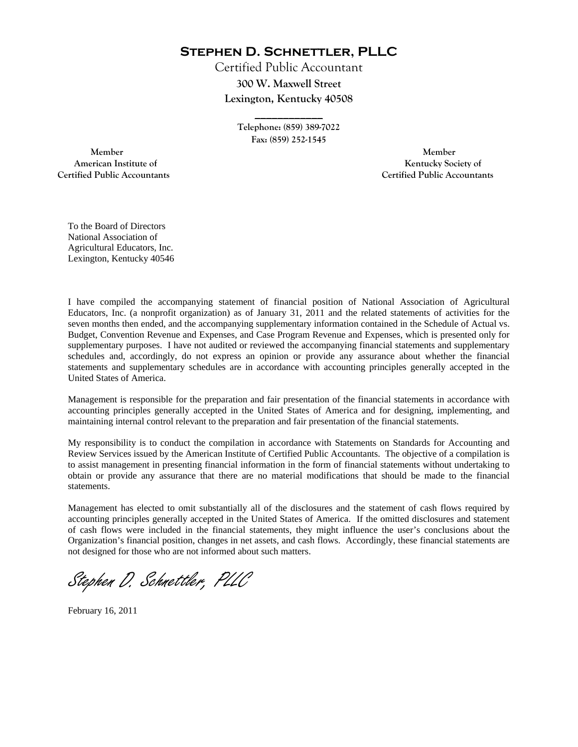# Stephen D. Schnettler, PLLC

Certified Public Accountant

300 W. Maxwell Street
Lexington, Kentucky 40508

Telephone: (859) 389-7022
Fax: (859) 252-1545

Member
American Institute of
Certified Public Accountants

Member
Kentucky Society of
Certified Public Accountants

To the Board of Directors
National Association of
Agricultural Educators, Inc.
Lexington, Kentucky 40546

I have compiled the accompanying statement of financial position of National Association of Agricultural Educators, Inc. (a nonprofit organization) as of January 31, 2011 and the related statements of activities for the seven months then ended, and the accompanying supplementary information contained in the Schedule of Actual vs. Budget, Convention Revenue and Expenses, and Case Program Revenue and Expenses, which is presented only for supplementary purposes. I have not audited or reviewed the accompanying financial statements and supplementary schedules and, accordingly, do not express an opinion or provide any assurance about whether the financial statements and supplementary schedules are in accordance with accounting principles generally accepted in the United States of America.

Management is responsible for the preparation and fair presentation of the financial statements in accordance with accounting principles generally accepted in the United States of America and for designing, implementing, and maintaining internal control relevant to the preparation and fair presentation of the financial statements.

My responsibility is to conduct the compilation in accordance with Statements on Standards for Accounting and Review Services issued by the American Institute of Certified Public Accountants. The objective of a compilation is to assist management in presenting financial information in the form of financial statements without undertaking to obtain or provide any assurance that there are no material modifications that should be made to the financial statements.

Management has elected to omit substantially all of the disclosures and the statement of cash flows required by accounting principles generally accepted in the United States of America. If the omitted disclosures and statement of cash flows were included in the financial statements, they might influence the user's conclusions about the Organization's financial position, changes in net assets, and cash flows. Accordingly, these financial statements are not designed for those who are not informed about such matters.

*Stephen D. Schnettler, PLLC*

February 16, 2011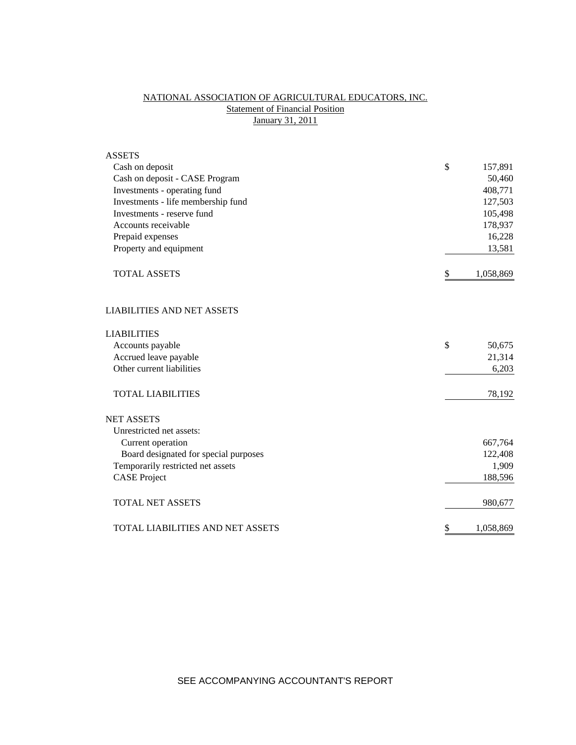# NATIONAL ASSOCIATION OF AGRICULTURAL EDUCATORS, INC.

## Statement of Financial Position

### January 31, 2011

| | | |
|---|---|---|
| **ASSETS** | | |
| Cash on deposit | $ | 157,891 |
| Cash on deposit - CASE Program | | 50,460 |
| Investments - operating fund | | 408,771 |
| Investments - life membership fund | | 127,503 |
| Investments - reserve fund | | 105,498 |
| Accounts receivable | | 178,937 |
| Prepaid expenses | | 16,228 |
| Property and equipment | | 13,581 |
| TOTAL ASSETS | $ | 1,058,869 |
| | | |
| **LIABILITIES AND NET ASSETS** | | |
| | | |
| **LIABILITIES** | | |
| Accounts payable | $ | 50,675 |
| Accrued leave payable | | 21,314 |
| Other current liabilities | | 6,203 |
| TOTAL LIABILITIES | | 78,192 |
| | | |
| **NET ASSETS** | | |
| Unrestricted net assets: | | |
| Current operation | | 667,764 |
| Board designated for special purposes | | 122,408 |
| Temporarily restricted net assets | | 1,909 |
| CASE Project | | 188,596 |
| TOTAL NET ASSETS | | 980,677 |
| | | |
| TOTAL LIABILITIES AND NET ASSETS | $ | 1,058,869 |

SEE ACCOMPANYING ACCOUNTANT'S REPORT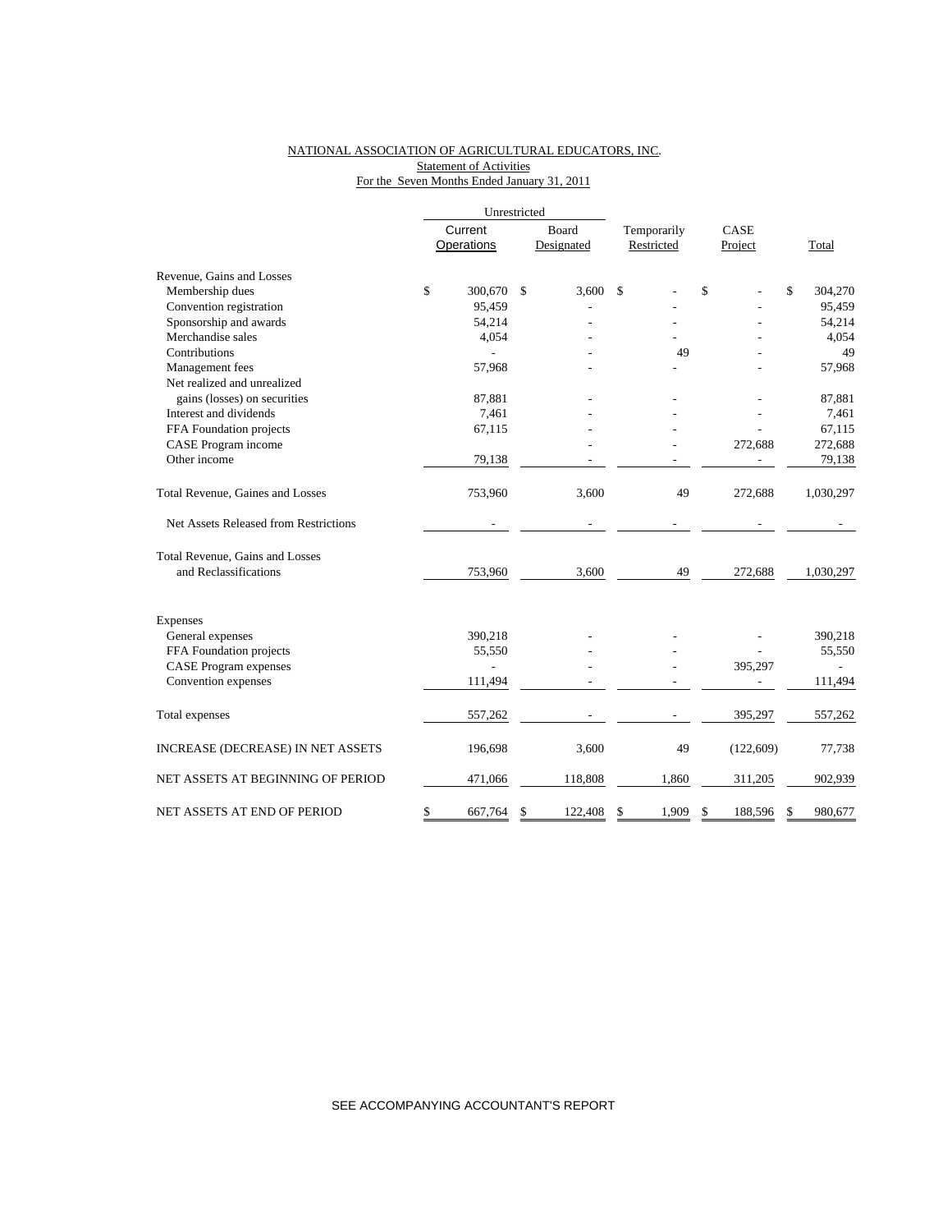NATIONAL ASSOCIATION OF AGRICULTURAL EDUCATORS, INC.
Statement of Activities
For the Seven Months Ended January 31, 2011

| | Unrestricted | | | | |
|---|---|---|---|---|---|
| | Current Operations | Board Designated | Temporarily Restricted | CASE Project | Total |
| Revenue, Gains and Losses | | | | | |
| Membership dues | $ 300,670 | $ 3,600 | $ - | $ - | $ 304,270 |
| Convention registration | 95,459 | - | - | - | 95,459 |
| Sponsorship and awards | 54,214 | - | - | - | 54,214 |
| Merchandise sales | 4,054 | - | - | - | 4,054 |
| Contributions | - | - | 49 | - | 49 |
| Management fees | 57,968 | - | - | - | 57,968 |
| Net realized and unrealized gains (losses) on securities | 87,881 | - | - | - | 87,881 |
| Interest and dividends | 7,461 | - | - | - | 7,461 |
| FFA Foundation projects | 67,115 | - | - | - | 67,115 |
| CASE Program income | | - | - | 272,688 | 272,688 |
| Other income | 79,138 | - | - | - | 79,138 |
| Total Revenue, Gaines and Losses | 753,960 | 3,600 | 49 | 272,688 | 1,030,297 |
| Net Assets Released from Restrictions | - | - | - | - | - |
| Total Revenue, Gains and Losses and Reclassifications | 753,960 | 3,600 | 49 | 272,688 | 1,030,297 |
| Expenses | | | | | |
| General expenses | 390,218 | - | - | - | 390,218 |
| FFA Foundation projects | 55,550 | - | - | - | 55,550 |
| CASE Program expenses | - | - | - | 395,297 | - |
| Convention expenses | 111,494 | - | - | - | 111,494 |
| Total expenses | 557,262 | - | - | 395,297 | 557,262 |
| INCREASE (DECREASE) IN NET ASSETS | 196,698 | 3,600 | 49 | (122,609) | 77,738 |
| NET ASSETS AT BEGINNING OF PERIOD | 471,066 | 118,808 | 1,860 | 311,205 | 902,939 |
| NET ASSETS AT END OF PERIOD | $ 667,764 | $ 122,408 | $ 1,909 | $ 188,596 | $ 980,677 |

SEE ACCOMPANYING ACCOUNTANT'S REPORT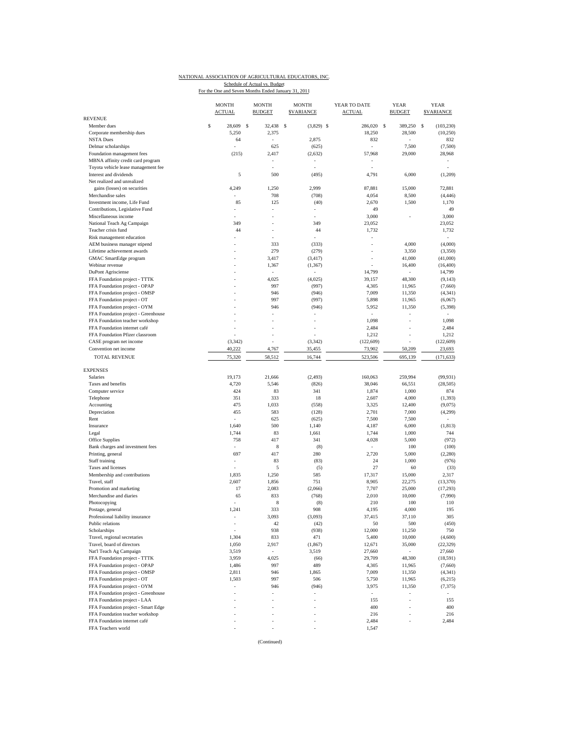NATIONAL ASSOCIATION OF AGRICULTURAL EDUCATORS, INC.
Schedule of Actual vs. Budget
For the One and Seven Months Ended January 31, 2011

| | MONTH ACTUAL | MONTH BUDGET | MONTH $VARIANCE | YEAR TO DATE ACTUAL | YEAR BUDGET | YEAR $VARIANCE |
|---|---|---|---|---|---|---|
| **REVENUE** | | | | | | |
| Member dues | $ 28,609 | $ 32,438 | $ (3,829) | $ 286,020 | $ 389,250 | $ (103,230) |
| Corporate membership dues | 5,250 | 2,375 | 2,875 | 18,250 | 28,500 | (10,250) |
| NSTA Dues | 64 | - | | 832 | - | 832 |
| Delmar scholarships | - | 625 | (625) | - | 7,500 | (7,500) |
| Foundation management fees | (215) | 2,417 | (2,632) | 57,968 | 29,000 | 28,968 |
| MBNA affinity credit card program | | - | - | - | | - |
| Toyota vehicle lease management fee | | - | - | - | | - |
| Interest and dividends | 5 | 500 | (495) | 4,791 | 6,000 | (1,209) |
| Net realized and unrealized gains (losses) on securities | 4,249 | 1,250 | 2,999 | 87,881 | 15,000 | 72,881 |
| Merchandise sales | - | 708 | (708) | 4,054 | 8,500 | (4,446) |
| Investment income, Life Fund | 85 | 125 | (40) | 2,670 | 1,500 | 1,170 |
| Contributions, Legislative Fund | - | - | - | 49 | | 49 |
| Miscellaneous income | - | - | - | 3,000 | - | 3,000 |
| National Teach Ag Campaign | 349 | - | 349 | 23,052 | | 23,052 |
| Teacher crisis fund | 44 | - | 44 | 1,732 | | 1,732 |
| Risk management education | - | - | - | - | | - |
| AEM business manager stipend | - | 333 | (333) | - | 4,000 | (4,000) |
| Lifetime achievement awards | - | 279 | (279) | - | 3,350 | (3,350) |
| GMAC SmartEdge program | - | 3,417 | (3,417) | - | 41,000 | (41,000) |
| Webinar revenue | - | 1,367 | (1,367) | - | 16,400 | (16,400) |
| DuPont Agrisciense | - | - | - | 14,799 | - | 14,799 |
| FFA Foundation project - TTTK | - | 4,025 | (4,025) | 39,157 | 48,300 | (9,143) |
| FFA Foundation project - OPAP | - | 997 | (997) | 4,305 | 11,965 | (7,660) |
| FFA Foundation project - OMSP | - | 946 | (946) | 7,009 | 11,350 | (4,341) |
| FFA Foundation project - OT | - | 997 | (997) | 5,898 | 11,965 | (6,067) |
| FFA Foundation project - OYM | - | 946 | (946) | 5,952 | 11,350 | (5,398) |
| FFA Foundation project - Greenhouse | - | - | - | - | - | - |
| FFA Foundation teacher workshop | - | - | - | 1,098 | - | 1,098 |
| FFA Foundation internet café | - | - | - | 2,484 | - | 2,484 |
| FFA Foundation Pfizer classroom | - | - | - | 1,212 | - | 1,212 |
| CASE program net income | (3,342) | - | (3,342) | (122,609) | - | (122,609) |
| Convention net income | 40,222 | 4,767 | 35,455 | 73,902 | 50,209 | 23,693 |
| TOTAL REVENUE | 75,320 | 58,512 | 16,744 | 523,506 | 695,139 | (171,633) |
| **EXPENSES** | | | | | | |
| Salaries | 19,173 | 21,666 | (2,493) | 160,063 | 259,994 | (99,931) |
| Taxes and benefits | 4,720 | 5,546 | (826) | 38,046 | 66,551 | (28,505) |
| Computer service | 424 | 83 | 341 | 1,874 | 1,000 | 874 |
| Telephone | 351 | 333 | 18 | 2,607 | 4,000 | (1,393) |
| Accounting | 475 | 1,033 | (558) | 3,325 | 12,400 | (9,075) |
| Depreciation | 455 | 583 | (128) | 2,701 | 7,000 | (4,299) |
| Rent | - | 625 | (625) | 7,500 | 7,500 | - |
| Insurance | 1,640 | 500 | 1,140 | 4,187 | 6,000 | (1,813) |
| Legal | 1,744 | 83 | 1,661 | 1,744 | 1,000 | 744 |
| Office Supplies | 758 | 417 | 341 | 4,028 | 5,000 | (972) |
| Bank charges and investment fees | - | 8 | (8) | - | 100 | (100) |
| Printing, general | 697 | 417 | 280 | 2,720 | 5,000 | (2,280) |
| Staff training | - | 83 | (83) | 24 | 1,000 | (976) |
| Taxes and licenses | - | 5 | (5) | 27 | 60 | (33) |
| Membership and contributions | 1,835 | 1,250 | 585 | 17,317 | 15,000 | 2,317 |
| Travel, staff | 2,607 | 1,856 | 751 | 8,905 | 22,275 | (13,370) |
| Promotion and marketing | 17 | 2,083 | (2,066) | 7,707 | 25,000 | (17,293) |
| Merchandise and diaries | 65 | 833 | (768) | 2,010 | 10,000 | (7,990) |
| Photocopying | - | 8 | (8) | 210 | 100 | 110 |
| Postage, general | 1,241 | 333 | 908 | 4,195 | 4,000 | 195 |
| Professional liability insurance | - | 3,093 | (3,093) | 37,415 | 37,110 | 305 |
| Public relations | - | 42 | (42) | 50 | 500 | (450) |
| Scholarships | - | 938 | (938) | 12,000 | 11,250 | 750 |
| Travel, regional secretaries | 1,304 | 833 | 471 | 5,400 | 10,000 | (4,600) |
| Travel, board of directors | 1,050 | 2,917 | (1,867) | 12,671 | 35,000 | (22,329) |
| Nat'l Teach Ag Campaign | 3,519 | - | 3,519 | 27,660 | - | 27,660 |
| FFA Foundation project - TTTK | 3,959 | 4,025 | (66) | 29,709 | 48,300 | (18,591) |
| FFA Foundation project - OPAP | 1,486 | 997 | 489 | 4,305 | 11,965 | (7,660) |
| FFA Foundation project - OMSP | 2,811 | 946 | 1,865 | 7,009 | 11,350 | (4,341) |
| FFA Foundation project - OT | 1,503 | 997 | 506 | 5,750 | 11,965 | (6,215) |
| FFA Foundation project - OYM | - | 946 | (946) | 3,975 | 11,350 | (7,375) |
| FFA Foundation project - Greenhouse | - | - | - | - | - | - |
| FFA Foundation project - LAA | - | - | - | 155 | - | 155 |
| FFA Foundation project - Smart Edge | - | - | - | 400 | - | 400 |
| FFA Foundation teacher workshop | - | - | - | 216 | - | 216 |
| FFA Foundation internet café | - | - | - | 2,484 | - | 2,484 |
| FFA Teachers world | - | - | - | 1,547 | | |

(Continued)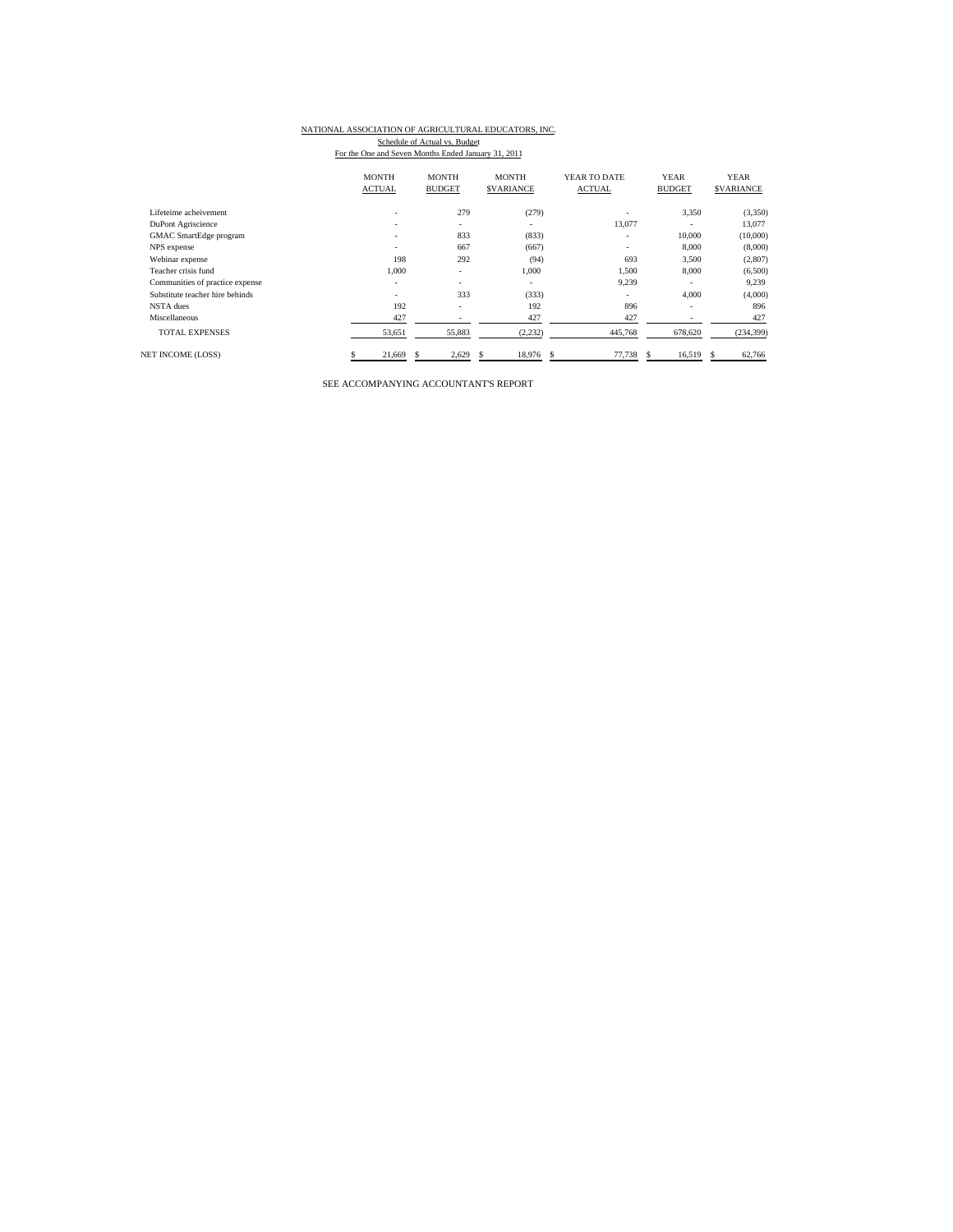NATIONAL ASSOCIATION OF AGRICULTURAL EDUCATORS, INC.
Schedule of Actual vs. Budget
For the One and Seven Months Ended January 31, 2011

| | MONTH ACTUAL | MONTH BUDGET | MONTH $VARIANCE | YEAR TO DATE ACTUAL | YEAR BUDGET | YEAR $VARIANCE |
|---|---|---|---|---|---|---|
| Lifeteime acheivement | - | 279 | (279) | - | 3,350 | (3,350) |
| DuPont Agriscience | - | - | - | 13,077 | - | 13,077 |
| GMAC SmartEdge program | - | 833 | (833) | - | 10,000 | (10,000) |
| NPS expense | - | 667 | (667) | - | 8,000 | (8,000) |
| Webinar expense | 198 | 292 | (94) | 693 | 3,500 | (2,807) |
| Teacher crisis fund | 1,000 | - | 1,000 | 1,500 | 8,000 | (6,500) |
| Communities of practice expense | - | - | - | 9,239 | - | 9,239 |
| Substitute teacher hire behinds | - | 333 | (333) | - | 4,000 | (4,000) |
| NSTA dues | 192 | - | 192 | 896 | - | 896 |
| Miscellaneous | 427 | - | 427 | 427 | - | 427 |
| TOTAL EXPENSES | 53,651 | 55,883 | (2,232) | 445,768 | 678,620 | (234,399) |
| NET INCOME (LOSS) | $ 21,669 | $ 2,629 | $ 18,976 | $ 77,738 | $ 16,519 | $ 62,766 |

SEE ACCOMPANYING ACCOUNTANT'S REPORT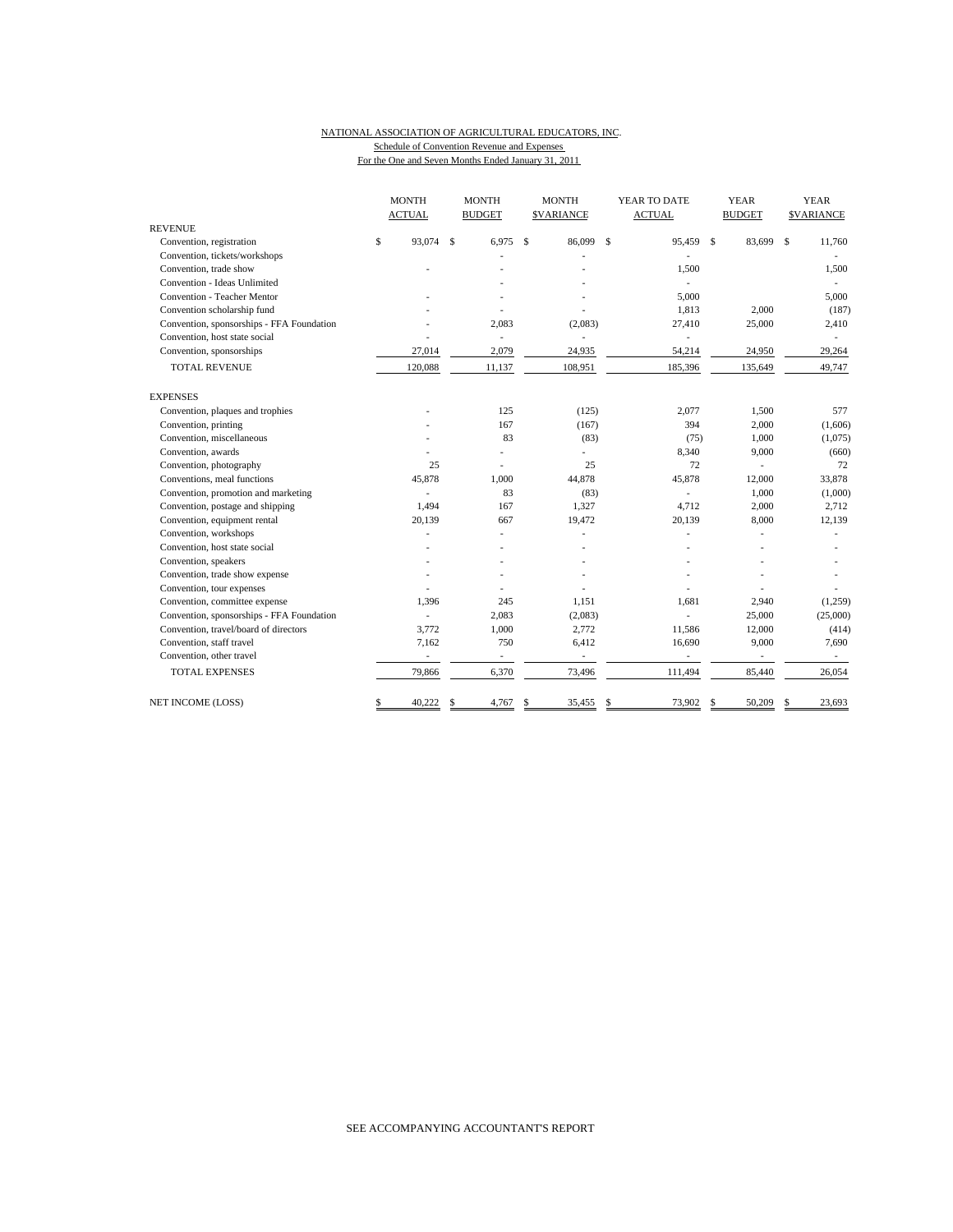NATIONAL ASSOCIATION OF AGRICULTURAL EDUCATORS, INC.

Schedule of Convention Revenue and Expenses

For the One and Seven Months Ended January 31, 2011

| | MONTH ACTUAL | MONTH BUDGET | MONTH $VARIANCE | YEAR TO DATE ACTUAL | YEAR BUDGET | YEAR $VARIANCE |
|---|---|---|---|---|---|---|
| REVENUE | | | | | | |
| Convention, registration | $ 93,074 | $ 6,975 | $ 86,099 | $ 95,459 | $ 83,699 | $ 11,760 |
| Convention, tickets/workshops | | - | - | - | | - |
| Convention, trade show | - | - | - | 1,500 | | 1,500 |
| Convention - Ideas Unlimited | | - | - | - | | - |
| Convention - Teacher Mentor | - | - | - | 5,000 | | 5,000 |
| Convention scholarship fund | - | - | - | 1,813 | 2,000 | (187) |
| Convention, sponsorships - FFA Foundation | - | 2,083 | (2,083) | 27,410 | 25,000 | 2,410 |
| Convention, host state social | - | - | - | - | | - |
| Convention, sponsorships | 27,014 | 2,079 | 24,935 | 54,214 | 24,950 | 29,264 |
| TOTAL REVENUE | 120,088 | 11,137 | 108,951 | 185,396 | 135,649 | 49,747 |
| EXPENSES | | | | | | |
| Convention, plaques and trophies | - | 125 | (125) | 2,077 | 1,500 | 577 |
| Convention, printing | - | 167 | (167) | 394 | 2,000 | (1,606) |
| Convention, miscellaneous | - | 83 | (83) | (75) | 1,000 | (1,075) |
| Convention, awards | - | - | - | 8,340 | 9,000 | (660) |
| Convention, photography | 25 | - | 25 | 72 | - | 72 |
| Conventions, meal functions | 45,878 | 1,000 | 44,878 | 45,878 | 12,000 | 33,878 |
| Convention, promotion and marketing | - | 83 | (83) | - | 1,000 | (1,000) |
| Convention, postage and shipping | 1,494 | 167 | 1,327 | 4,712 | 2,000 | 2,712 |
| Convention, equipment rental | 20,139 | 667 | 19,472 | 20,139 | 8,000 | 12,139 |
| Convention, workshops | - | - | - | - | - | - |
| Convention, host state social | - | - | - | - | - | - |
| Convention, speakers | - | - | - | - | - | - |
| Convention, trade show expense | - | - | - | - | - | - |
| Convention, tour expenses | - | - | - | - | - | - |
| Convention, committee expense | 1,396 | 245 | 1,151 | 1,681 | 2,940 | (1,259) |
| Convention, sponsorships - FFA Foundation | - | 2,083 | (2,083) | - | 25,000 | (25,000) |
| Convention, travel/board of directors | 3,772 | 1,000 | 2,772 | 11,586 | 12,000 | (414) |
| Convention, staff travel | 7,162 | 750 | 6,412 | 16,690 | 9,000 | 7,690 |
| Convention, other travel | - | - | - | - | - | - |
| TOTAL EXPENSES | 79,866 | 6,370 | 73,496 | 111,494 | 85,440 | 26,054 |
| NET INCOME (LOSS) | $ 40,222 | $ 4,767 | $ 35,455 | $ 73,902 | $ 50,209 | $ 23,693 |

SEE ACCOMPANYING ACCOUNTANT'S REPORT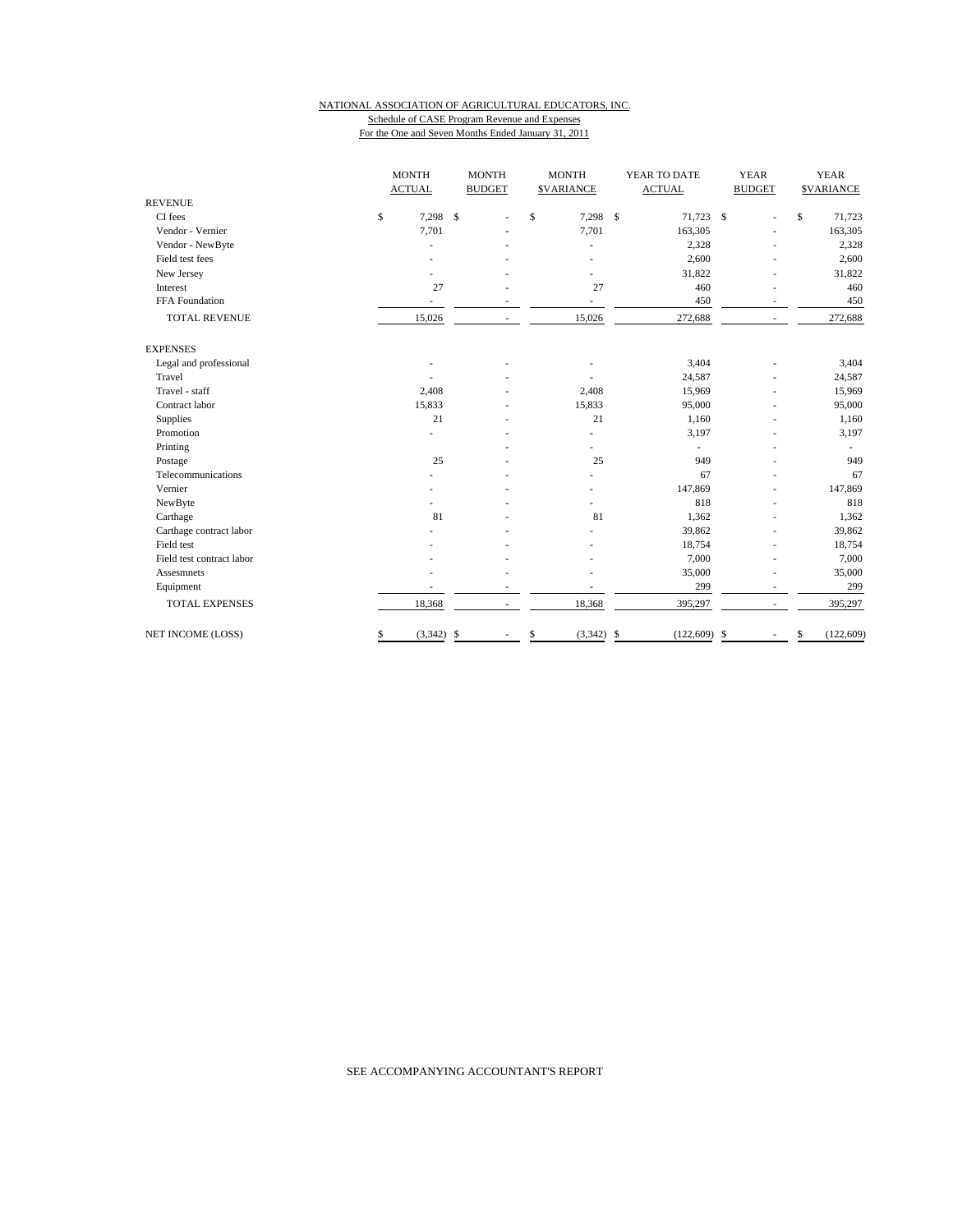NATIONAL ASSOCIATION OF AGRICULTURAL EDUCATORS, INC.

Schedule of CASE Program Revenue and Expenses

For the One and Seven Months Ended January 31, 2011

| | MONTH ACTUAL | MONTH BUDGET | MONTH $VARIANCE | YEAR TO DATE ACTUAL | YEAR BUDGET | YEAR $VARIANCE |
|---|---|---|---|---|---|---|
| REVENUE | | | | | | |
| CI fees | $ 7,298 | $ - | $ 7,298 | $ 71,723 | $ - | $ 71,723 |
| Vendor - Vernier | 7,701 | - | 7,701 | 163,305 | - | 163,305 |
| Vendor - NewByte | - | - | - | 2,328 | - | 2,328 |
| Field test fees | - | - | - | 2,600 | - | 2,600 |
| New Jersey | - | - | - | 31,822 | - | 31,822 |
| Interest | 27 | - | 27 | 460 | - | 460 |
| FFA Foundation | - | - | - | 450 | - | 450 |
| TOTAL REVENUE | 15,026 | - | 15,026 | 272,688 | - | 272,688 |
| EXPENSES | | | | | | |
| Legal and professional | - | - | - | 3,404 | - | 3,404 |
| Travel | - | - | - | 24,587 | - | 24,587 |
| Travel - staff | 2,408 | - | 2,408 | 15,969 | - | 15,969 |
| Contract labor | 15,833 | - | 15,833 | 95,000 | - | 95,000 |
| Supplies | 21 | - | 21 | 1,160 | - | 1,160 |
| Promotion | - | - | - | 3,197 | - | 3,197 |
| Printing | | - | - | - | - | - |
| Postage | 25 | - | 25 | 949 | - | 949 |
| Telecommunications | - | - | - | 67 | - | 67 |
| Vernier | - | - | - | 147,869 | - | 147,869 |
| NewByte | - | - | - | 818 | - | 818 |
| Carthage | 81 | - | 81 | 1,362 | - | 1,362 |
| Carthage contract labor | - | - | - | 39,862 | - | 39,862 |
| Field test | - | - | - | 18,754 | - | 18,754 |
| Field test contract labor | - | - | - | 7,000 | - | 7,000 |
| Assesmnets | - | - | - | 35,000 | - | 35,000 |
| Equipment | - | - | - | 299 | - | 299 |
| TOTAL EXPENSES | 18,368 | - | 18,368 | 395,297 | - | 395,297 |
| NET INCOME (LOSS) | $ (3,342) | $ - | $ (3,342) | $ (122,609) | $ - | $ (122,609) |

SEE ACCOMPANYING ACCOUNTANT'S REPORT